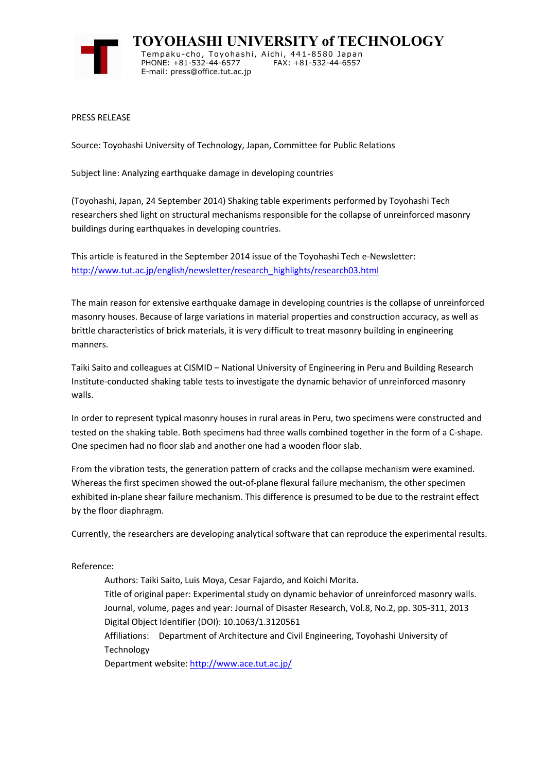# TOYOHASHI UNIVERSITY of TECHNOLOGY

Tempaku-cho, Toyohashi, Aichi, 441-8580 Japan
PHONE: +81-532-44-6577 FAX: +81-532-44-6557
E-mail: press@office.tut.ac.jp

PRESS RELEASE

Source: Toyohashi University of Technology, Japan, Committee for Public Relations

Subject line: Analyzing earthquake damage in developing countries

(Toyohashi, Japan, 24 September 2014) Shaking table experiments performed by Toyohashi Tech researchers shed light on structural mechanisms responsible for the collapse of unreinforced masonry buildings during earthquakes in developing countries.

This article is featured in the September 2014 issue of the Toyohashi Tech e-Newsletter: [http://www.tut.ac.jp/english/newsletter/research_highlights/research03.html](http://www.tut.ac.jp/english/newsletter/research_highlights/research03.html)

The main reason for extensive earthquake damage in developing countries is the collapse of unreinforced masonry houses. Because of large variations in material properties and construction accuracy, as well as brittle characteristics of brick materials, it is very difficult to treat masonry building in engineering manners.

Taiki Saito and colleagues at CISMID – National University of Engineering in Peru and Building Research Institute-conducted shaking table tests to investigate the dynamic behavior of unreinforced masonry walls.

In order to represent typical masonry houses in rural areas in Peru, two specimens were constructed and tested on the shaking table. Both specimens had three walls combined together in the form of a C-shape. One specimen had no floor slab and another one had a wooden floor slab.

From the vibration tests, the generation pattern of cracks and the collapse mechanism were examined. Whereas the first specimen showed the out-of-plane flexural failure mechanism, the other specimen exhibited in-plane shear failure mechanism. This difference is presumed to be due to the restraint effect by the floor diaphragm.

Currently, the researchers are developing analytical software that can reproduce the experimental results.

Reference:

Authors: Taiki Saito, Luis Moya, Cesar Fajardo, and Koichi Morita.
Title of original paper: Experimental study on dynamic behavior of unreinforced masonry walls.
Journal, volume, pages and year: Journal of Disaster Research, Vol.8, No.2, pp. 305-311, 2013
Digital Object Identifier (DOI): 10.1063/1.3120561
Affiliations: Department of Architecture and Civil Engineering, Toyohashi University of Technology
Department website: [http://www.ace.tut.ac.jp/](http://www.ace.tut.ac.jp/)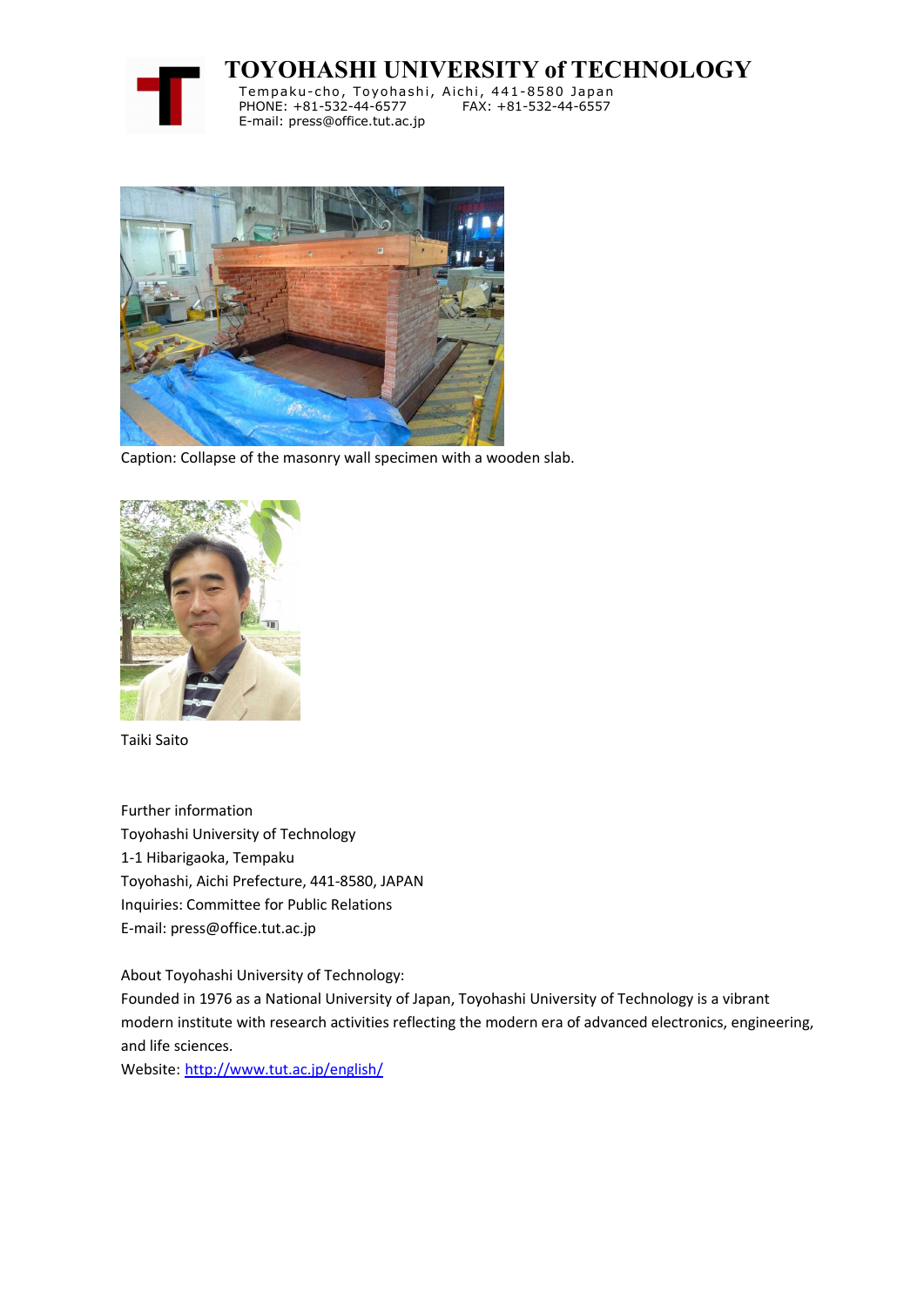# TOYOHASHI UNIVERSITY of TECHNOLOGY

Tempaku-cho, Toyohashi, Aichi, 441-8580 Japan
PHONE: +81-532-44-6577 FAX: +81-532-44-6557
E-mail: press@office.tut.ac.jp

Caption: Collapse of the masonry wall specimen with a wooden slab.

Taiki Saito

Further information
Toyohashi University of Technology
1-1 Hibarigaoka, Tempaku
Toyohashi, Aichi Prefecture, 441-8580, JAPAN
Inquiries: Committee for Public Relations
E-mail: press@office.tut.ac.jp

About Toyohashi University of Technology:
Founded in 1976 as a National University of Japan, Toyohashi University of Technology is a vibrant modern institute with research activities reflecting the modern era of advanced electronics, engineering, and life sciences.
Website: http://www.tut.ac.jp/english/